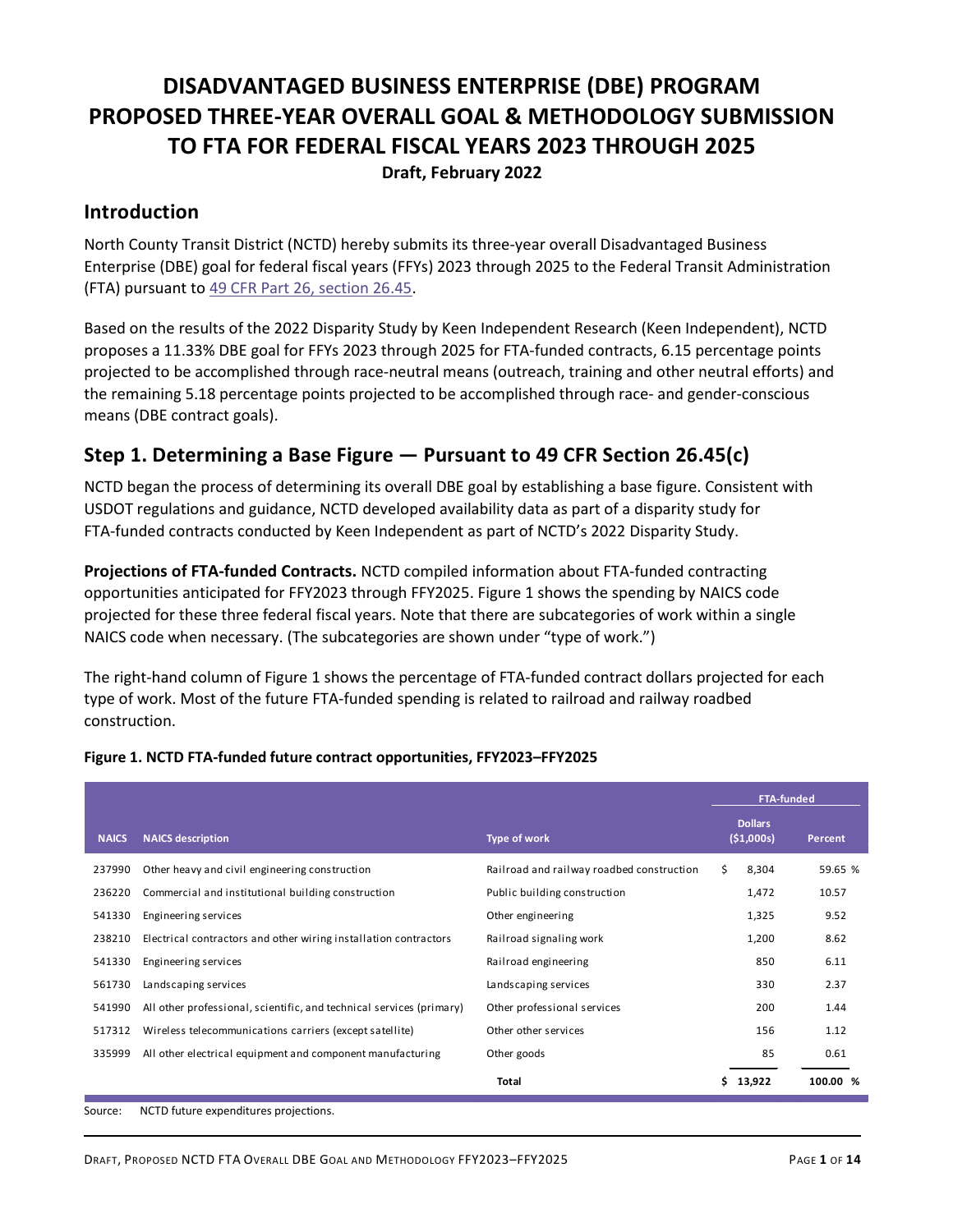# DISADVANTAGED BUSINESS ENTERPRISE (DBE) PROGRAM PROPOSED THREE-YEAR OVERALL GOAL & METHODOLOGY SUBMISSION TO FTA FOR FEDERAL FISCAL YEARS 2023 THROUGH 2025

**Draft, February 2022**

## Introduction

North County Transit District (NCTD) hereby submits its three-year overall Disadvantaged Business Enterprise (DBE) goal for federal fiscal years (FFYs) 2023 through 2025 to the Federal Transit Administration (FTA) pursuant to 49 CFR Part 26, section 26.45.

Based on the results of the 2022 Disparity Study by Keen Independent Research (Keen Independent), NCTD proposes a 11.33% DBE goal for FFYs 2023 through 2025 for FTA-funded contracts, 6.15 percentage points projected to be accomplished through race-neutral means (outreach, training and other neutral efforts) and the remaining 5.18 percentage points projected to be accomplished through race- and gender-conscious means (DBE contract goals).

## Step 1. Determining a Base Figure — Pursuant to 49 CFR Section 26.45(c)

NCTD began the process of determining its overall DBE goal by establishing a base figure. Consistent with USDOT regulations and guidance, NCTD developed availability data as part of a disparity study for FTA-funded contracts conducted by Keen Independent as part of NCTD's 2022 Disparity Study.

**Projections of FTA-funded Contracts.** NCTD compiled information about FTA-funded contracting opportunities anticipated for FFY2023 through FFY2025. Figure 1 shows the spending by NAICS code projected for these three federal fiscal years. Note that there are subcategories of work within a single NAICS code when necessary. (The subcategories are shown under "type of work.")

The right-hand column of Figure 1 shows the percentage of FTA-funded contract dollars projected for each type of work. Most of the future FTA-funded spending is related to railroad and railway roadbed construction.

**Figure 1. NCTD FTA-funded future contract opportunities, FFY2023–FFY2025**

| | | | FTA-funded | |
|---|---|---|---|---|
| **NAICS** | **NAICS description** | **Type of work** | **Dollars ($1,000s)** | **Percent** |
| 237990 | Other heavy and civil engineering construction | Railroad and railway roadbed construction | $ 8,304 | 59.65 % |
| 236220 | Commercial and institutional building construction | Public building construction | 1,472 | 10.57 |
| 541330 | Engineering services | Other engineering | 1,325 | 9.52 |
| 238210 | Electrical contractors and other wiring installation contractors | Railroad signaling work | 1,200 | 8.62 |
| 541330 | Engineering services | Railroad engineering | 850 | 6.11 |
| 561730 | Landscaping services | Landscaping services | 330 | 2.37 |
| 541990 | All other professional, scientific, and technical services (primary) | Other professional services | 200 | 1.44 |
| 517312 | Wireless telecommunications carriers (except satellite) | Other other services | 156 | 1.12 |
| 335999 | All other electrical equipment and component manufacturing | Other goods | 85 | 0.61 |
| | | **Total** | **$ 13,922** | **100.00 %** |

Source: NCTD future expenditures projections.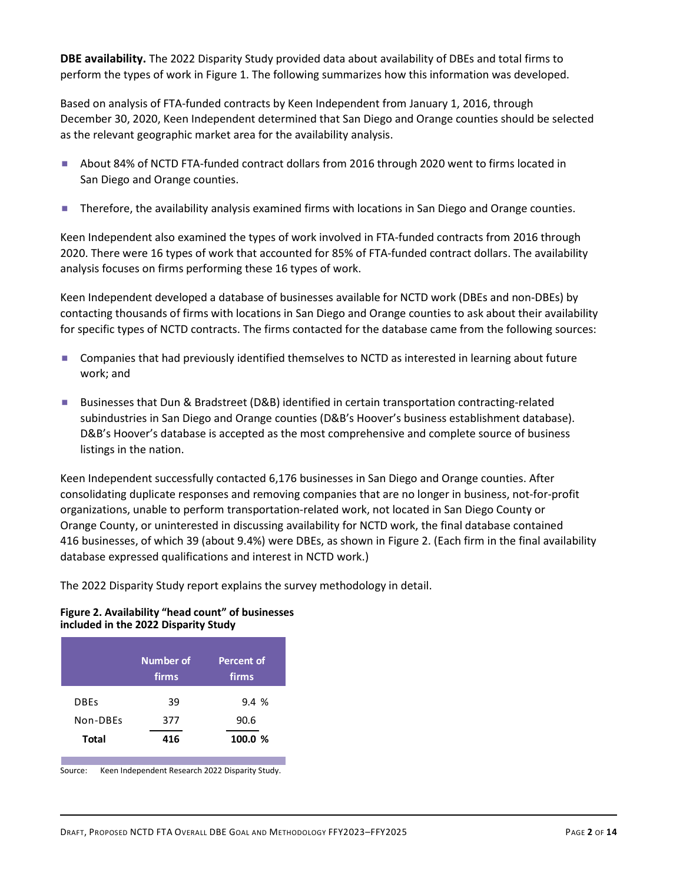**DBE availability.** The 2022 Disparity Study provided data about availability of DBEs and total firms to perform the types of work in Figure 1. The following summarizes how this information was developed.

Based on analysis of FTA-funded contracts by Keen Independent from January 1, 2016, through December 30, 2020, Keen Independent determined that San Diego and Orange counties should be selected as the relevant geographic market area for the availability analysis.

- About 84% of NCTD FTA-funded contract dollars from 2016 through 2020 went to firms located in San Diego and Orange counties.
- Therefore, the availability analysis examined firms with locations in San Diego and Orange counties.

Keen Independent also examined the types of work involved in FTA-funded contracts from 2016 through 2020. There were 16 types of work that accounted for 85% of FTA-funded contract dollars. The availability analysis focuses on firms performing these 16 types of work.

Keen Independent developed a database of businesses available for NCTD work (DBEs and non-DBEs) by contacting thousands of firms with locations in San Diego and Orange counties to ask about their availability for specific types of NCTD contracts. The firms contacted for the database came from the following sources:

- Companies that had previously identified themselves to NCTD as interested in learning about future work; and
- Businesses that Dun & Bradstreet (D&B) identified in certain transportation contracting-related subindustries in San Diego and Orange counties (D&B's Hoover's business establishment database). D&B's Hoover's database is accepted as the most comprehensive and complete source of business listings in the nation.

Keen Independent successfully contacted 6,176 businesses in San Diego and Orange counties. After consolidating duplicate responses and removing companies that are no longer in business, not-for-profit organizations, unable to perform transportation-related work, not located in San Diego County or Orange County, or uninterested in discussing availability for NCTD work, the final database contained 416 businesses, of which 39 (about 9.4%) were DBEs, as shown in Figure 2. (Each firm in the final availability database expressed qualifications and interest in NCTD work.)

The 2022 Disparity Study report explains the survey methodology in detail.

**Figure 2. Availability "head count" of businesses included in the 2022 Disparity Study**

| | Number of firms | Percent of firms |
|---|---|---|
| DBEs | 39 | 9.4 % |
| Non-DBEs | 377 | 90.6 |
| **Total** | **416** | **100.0 %** |

Source: Keen Independent Research 2022 Disparity Study.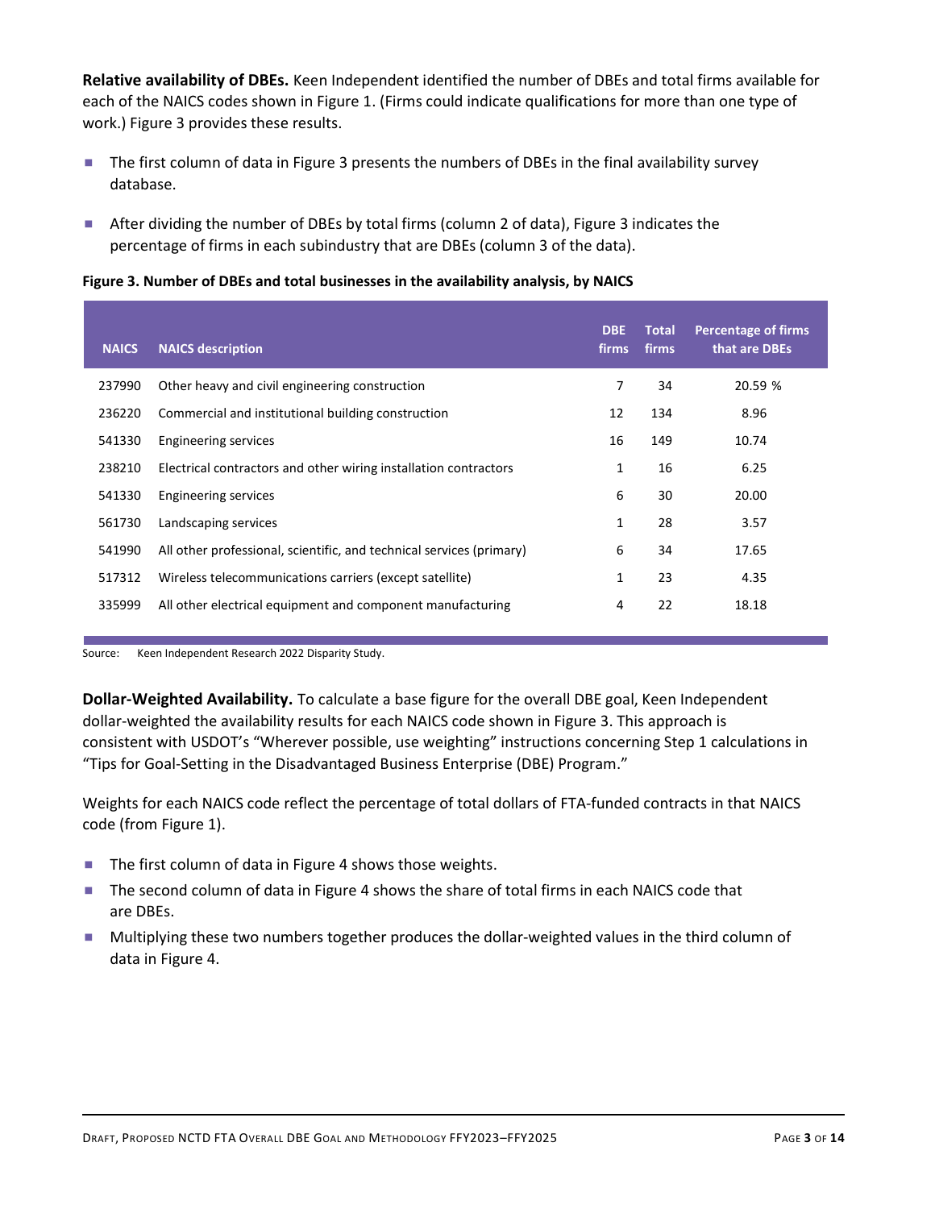**Relative availability of DBEs.** Keen Independent identified the number of DBEs and total firms available for each of the NAICS codes shown in Figure 1. (Firms could indicate qualifications for more than one type of work.) Figure 3 provides these results.

- The first column of data in Figure 3 presents the numbers of DBEs in the final availability survey database.
- After dividing the number of DBEs by total firms (column 2 of data), Figure 3 indicates the percentage of firms in each subindustry that are DBEs (column 3 of the data).

**Figure 3. Number of DBEs and total businesses in the availability analysis, by NAICS**

| NAICS | NAICS description | DBE firms | Total firms | Percentage of firms that are DBEs |
|---|---|---|---|---|
| 237990 | Other heavy and civil engineering construction | 7 | 34 | 20.59 % |
| 236220 | Commercial and institutional building construction | 12 | 134 | 8.96 |
| 541330 | Engineering services | 16 | 149 | 10.74 |
| 238210 | Electrical contractors and other wiring installation contractors | 1 | 16 | 6.25 |
| 541330 | Engineering services | 6 | 30 | 20.00 |
| 561730 | Landscaping services | 1 | 28 | 3.57 |
| 541990 | All other professional, scientific, and technical services (primary) | 6 | 34 | 17.65 |
| 517312 | Wireless telecommunications carriers (except satellite) | 1 | 23 | 4.35 |
| 335999 | All other electrical equipment and component manufacturing | 4 | 22 | 18.18 |

Source: Keen Independent Research 2022 Disparity Study.

**Dollar-Weighted Availability.** To calculate a base figure for the overall DBE goal, Keen Independent dollar-weighted the availability results for each NAICS code shown in Figure 3. This approach is consistent with USDOT's "Wherever possible, use weighting" instructions concerning Step 1 calculations in "Tips for Goal-Setting in the Disadvantaged Business Enterprise (DBE) Program."

Weights for each NAICS code reflect the percentage of total dollars of FTA-funded contracts in that NAICS code (from Figure 1).

- The first column of data in Figure 4 shows those weights.
- The second column of data in Figure 4 shows the share of total firms in each NAICS code that are DBEs.
- Multiplying these two numbers together produces the dollar-weighted values in the third column of data in Figure 4.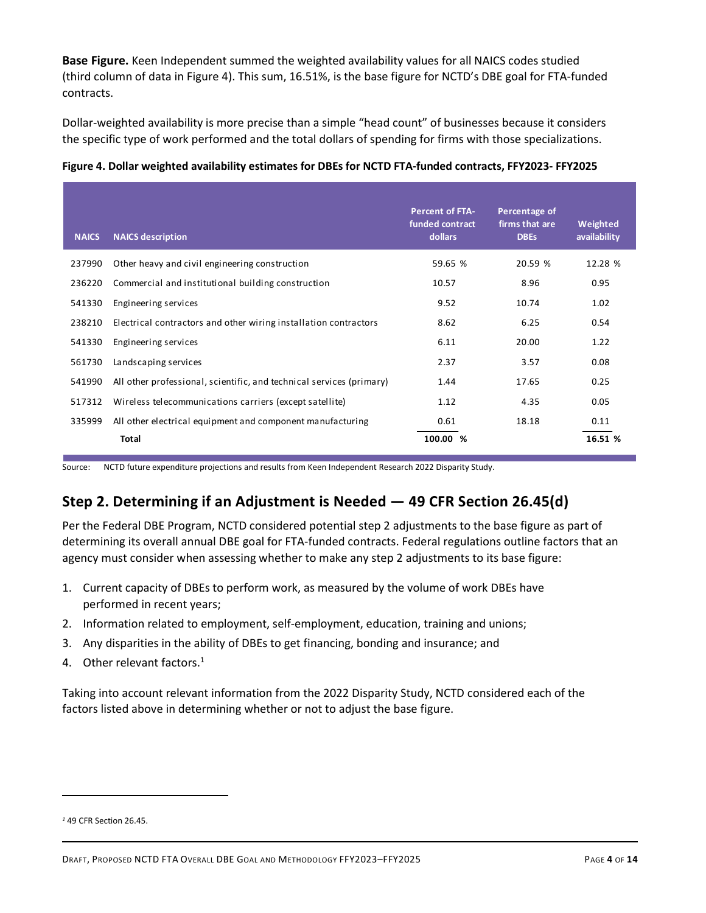**Base Figure.** Keen Independent summed the weighted availability values for all NAICS codes studied (third column of data in Figure 4). This sum, 16.51%, is the base figure for NCTD's DBE goal for FTA-funded contracts.

Dollar-weighted availability is more precise than a simple "head count" of businesses because it considers the specific type of work performed and the total dollars of spending for firms with those specializations.

**Figure 4. Dollar weighted availability estimates for DBEs for NCTD FTA-funded contracts, FFY2023- FFY2025**

| NAICS | NAICS description | Percent of FTA-funded contract dollars | Percentage of firms that are DBEs | Weighted availability |
|---|---|---|---|---|
| 237990 | Other heavy and civil engineering construction | 59.65 % | 20.59 % | 12.28 % |
| 236220 | Commercial and institutional building construction | 10.57 | 8.96 | 0.95 |
| 541330 | Engineering services | 9.52 | 10.74 | 1.02 |
| 238210 | Electrical contractors and other wiring installation contractors | 8.62 | 6.25 | 0.54 |
| 541330 | Engineering services | 6.11 | 20.00 | 1.22 |
| 561730 | Landscaping services | 2.37 | 3.57 | 0.08 |
| 541990 | All other professional, scientific, and technical services (primary) | 1.44 | 17.65 | 0.25 |
| 517312 | Wireless telecommunications carriers (except satellite) | 1.12 | 4.35 | 0.05 |
| 335999 | All other electrical equipment and component manufacturing | 0.61 | 18.18 | 0.11 |
| | **Total** | **100.00 %** | | **16.51 %** |

Source: NCTD future expenditure projections and results from Keen Independent Research 2022 Disparity Study.

## Step 2. Determining if an Adjustment is Needed — 49 CFR Section 26.45(d)

Per the Federal DBE Program, NCTD considered potential step 2 adjustments to the base figure as part of determining its overall annual DBE goal for FTA-funded contracts. Federal regulations outline factors that an agency must consider when assessing whether to make any step 2 adjustments to its base figure:

1. Current capacity of DBEs to perform work, as measured by the volume of work DBEs have performed in recent years;
2. Information related to employment, self-employment, education, training and unions;
3. Any disparities in the ability of DBEs to get financing, bonding and insurance; and
4. Other relevant factors.[1]

Taking into account relevant information from the 2022 Disparity Study, NCTD considered each of the factors listed above in determining whether or not to adjust the base figure.

[1] 49 CFR Section 26.45.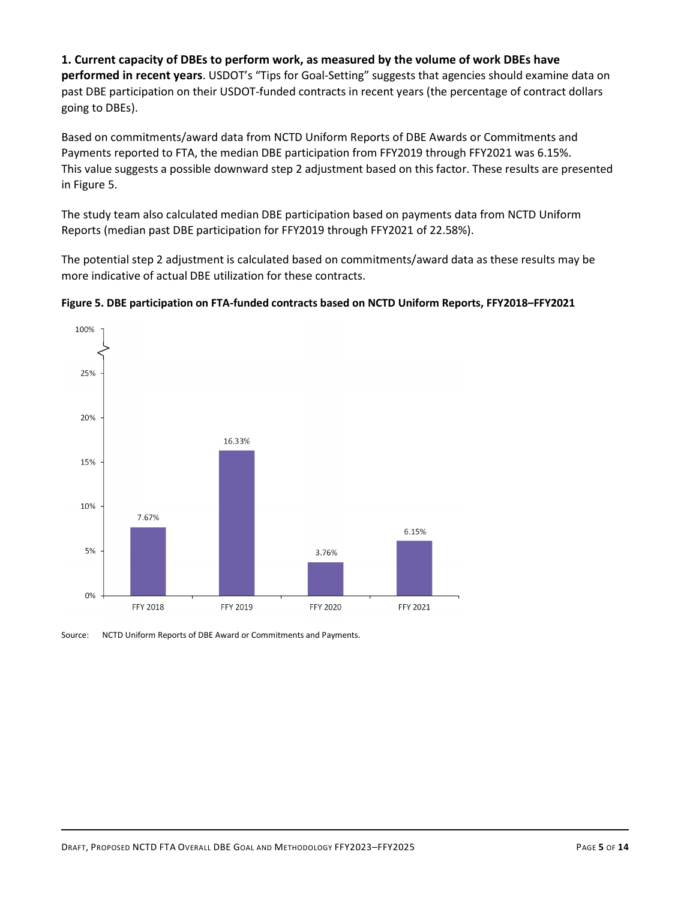**1. Current capacity of DBEs to perform work, as measured by the volume of work DBEs have performed in recent years**. USDOT's "Tips for Goal-Setting" suggests that agencies should examine data on past DBE participation on their USDOT-funded contracts in recent years (the percentage of contract dollars going to DBEs).

Based on commitments/award data from NCTD Uniform Reports of DBE Awards or Commitments and Payments reported to FTA, the median DBE participation from FFY2019 through FFY2021 was 6.15%. This value suggests a possible downward step 2 adjustment based on this factor. These results are presented in Figure 5.

The study team also calculated median DBE participation based on payments data from NCTD Uniform Reports (median past DBE participation for FFY2019 through FFY2021 of 22.58%).

The potential step 2 adjustment is calculated based on commitments/award data as these results may be more indicative of actual DBE utilization for these contracts.

**Figure 5. DBE participation on FTA-funded contracts based on NCTD Uniform Reports, FFY2018–FFY2021**

| | FFY 2018 | FFY 2019 | FFY 2020 | FFY 2021 |
|---|---|---|---|---|
| DBE participation | 7.67% | 16.33% | 3.76% | 6.15% |

Source: NCTD Uniform Reports of DBE Award or Commitments and Payments.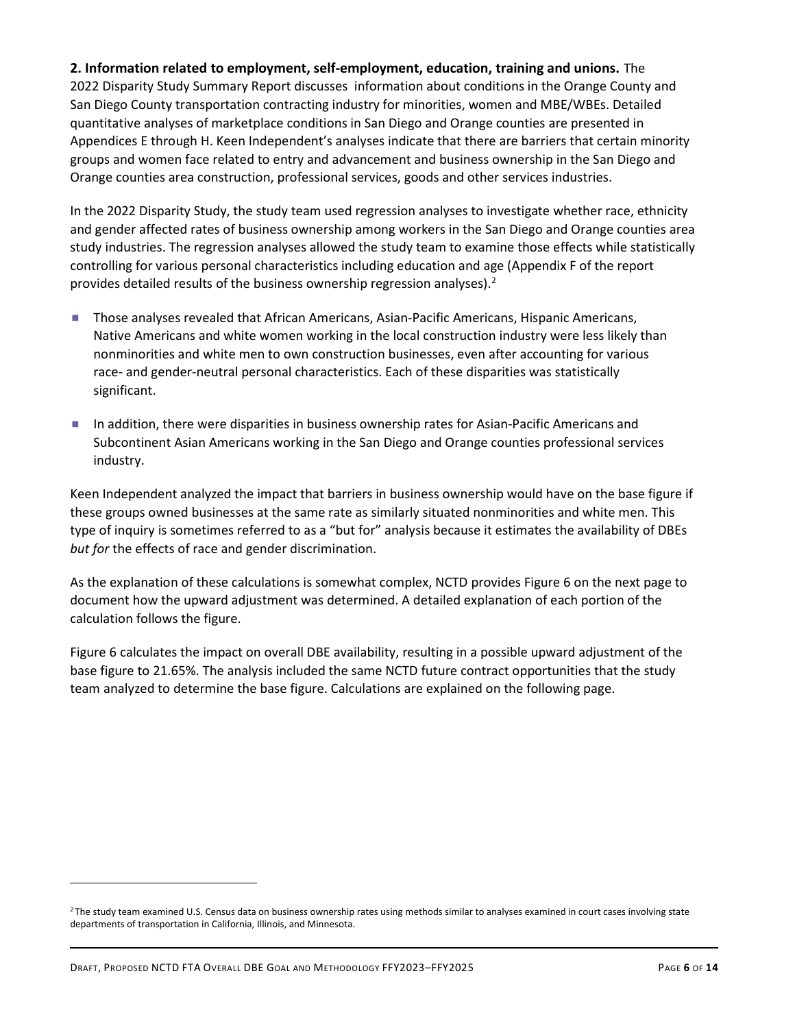**2. Information related to employment, self-employment, education, training and unions.** The 2022 Disparity Study Summary Report discusses information about conditions in the Orange County and San Diego County transportation contracting industry for minorities, women and MBE/WBEs. Detailed quantitative analyses of marketplace conditions in San Diego and Orange counties are presented in Appendices E through H. Keen Independent's analyses indicate that there are barriers that certain minority groups and women face related to entry and advancement and business ownership in the San Diego and Orange counties area construction, professional services, goods and other services industries.

In the 2022 Disparity Study, the study team used regression analyses to investigate whether race, ethnicity and gender affected rates of business ownership among workers in the San Diego and Orange counties area study industries. The regression analyses allowed the study team to examine those effects while statistically controlling for various personal characteristics including education and age (Appendix F of the report provides detailed results of the business ownership regression analyses).[2]

- Those analyses revealed that African Americans, Asian-Pacific Americans, Hispanic Americans, Native Americans and white women working in the local construction industry were less likely than nonminorities and white men to own construction businesses, even after accounting for various race- and gender-neutral personal characteristics. Each of these disparities was statistically significant.
- In addition, there were disparities in business ownership rates for Asian-Pacific Americans and Subcontinent Asian Americans working in the San Diego and Orange counties professional services industry.

Keen Independent analyzed the impact that barriers in business ownership would have on the base figure if these groups owned businesses at the same rate as similarly situated nonminorities and white men. This type of inquiry is sometimes referred to as a "but for" analysis because it estimates the availability of DBEs *but for* the effects of race and gender discrimination.

As the explanation of these calculations is somewhat complex, NCTD provides Figure 6 on the next page to document how the upward adjustment was determined. A detailed explanation of each portion of the calculation follows the figure.

Figure 6 calculates the impact on overall DBE availability, resulting in a possible upward adjustment of the base figure to 21.65%. The analysis included the same NCTD future contract opportunities that the study team analyzed to determine the base figure. Calculations are explained on the following page.

---

[2] The study team examined U.S. Census data on business ownership rates using methods similar to analyses examined in court cases involving state departments of transportation in California, Illinois, and Minnesota.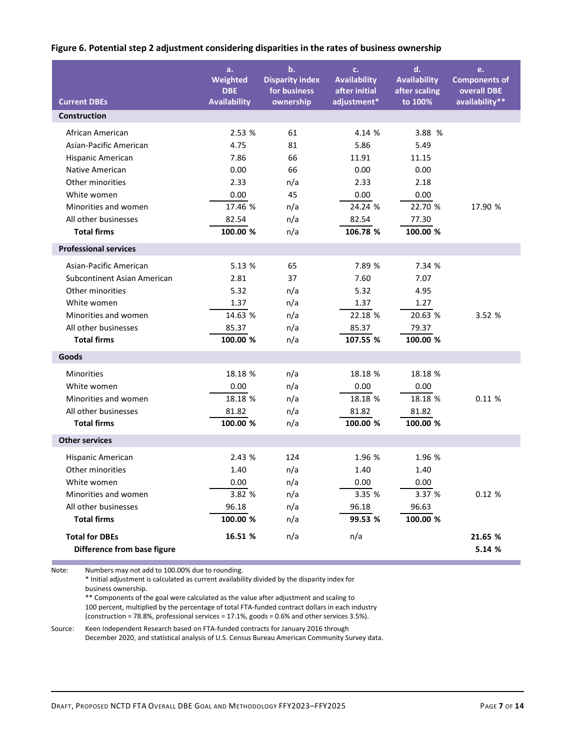**Figure 6. Potential step 2 adjustment considering disparities in the rates of business ownership**

| Current DBEs | a. Weighted DBE Availability | b. Disparity index for business ownership | c. Availability after initial adjustment* | d. Availability after scaling to 100% | e. Components of overall DBE availability** |
|---|---|---|---|---|---|
| **Construction** | | | | | |
| African American | 2.53 % | 61 | 4.14 % | 3.88 % | |
| Asian-Pacific American | 4.75 | 81 | 5.86 | 5.49 | |
| Hispanic American | 7.86 | 66 | 11.91 | 11.15 | |
| Native American | 0.00 | 66 | 0.00 | 0.00 | |
| Other minorities | 2.33 | n/a | 2.33 | 2.18 | |
| White women | 0.00 | 45 | 0.00 | 0.00 | |
| Minorities and women | 17.46 % | n/a | 24.24 % | 22.70 % | 17.90 % |
| All other businesses | 82.54 | n/a | 82.54 | 77.30 | |
| **Total firms** | **100.00 %** | n/a | **106.78 %** | **100.00 %** | |
| **Professional services** | | | | | |
| Asian-Pacific American | 5.13 % | 65 | 7.89 % | 7.34 % | |
| Subcontinent Asian American | 2.81 | 37 | 7.60 | 7.07 | |
| Other minorities | 5.32 | n/a | 5.32 | 4.95 | |
| White women | 1.37 | n/a | 1.37 | 1.27 | |
| Minorities and women | 14.63 % | n/a | 22.18 % | 20.63 % | 3.52 % |
| All other businesses | 85.37 | n/a | 85.37 | 79.37 | |
| **Total firms** | **100.00 %** | n/a | **107.55 %** | **100.00 %** | |
| **Goods** | | | | | |
| Minorities | 18.18 % | n/a | 18.18 % | 18.18 % | |
| White women | 0.00 | n/a | 0.00 | 0.00 | |
| Minorities and women | 18.18 % | n/a | 18.18 % | 18.18 % | 0.11 % |
| All other businesses | 81.82 | n/a | 81.82 | 81.82 | |
| **Total firms** | **100.00 %** | n/a | **100.00 %** | **100.00 %** | |
| **Other services** | | | | | |
| Hispanic American | 2.43 % | 124 | 1.96 % | 1.96 % | |
| Other minorities | 1.40 | n/a | 1.40 | 1.40 | |
| White women | 0.00 | n/a | 0.00 | 0.00 | |
| Minorities and women | 3.82 % | n/a | 3.35 % | 3.37 % | 0.12 % |
| All other businesses | 96.18 | n/a | 96.18 | 96.63 | |
| **Total firms** | **100.00 %** | n/a | **99.53 %** | **100.00 %** | |
| **Total for DBEs** | **16.51 %** | n/a | n/a | | **21.65 %** |
| **Difference from base figure** | | | | | **5.14 %** |

Note: Numbers may not add to 100.00% due to rounding.
\* Initial adjustment is calculated as current availability divided by the disparity index for business ownership.
\*\* Components of the goal were calculated as the value after adjustment and scaling to 100 percent, multiplied by the percentage of total FTA-funded contract dollars in each industry (construction = 78.8%, professional services = 17.1%, goods = 0.6% and other services 3.5%).

Source: Keen Independent Research based on FTA-funded contracts for January 2016 through December 2020, and statistical analysis of U.S. Census Bureau American Community Survey data.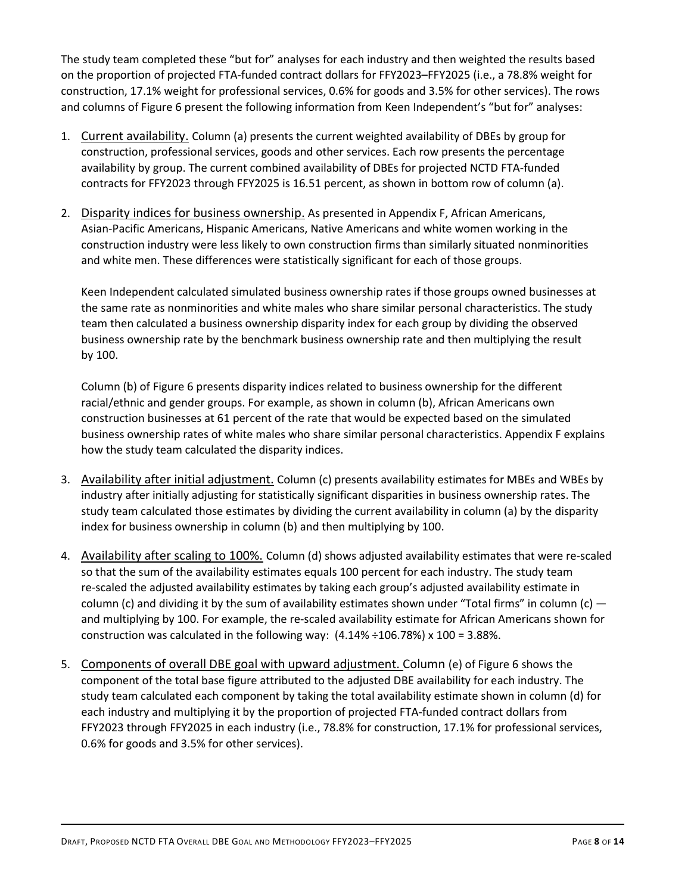The study team completed these "but for" analyses for each industry and then weighted the results based on the proportion of projected FTA-funded contract dollars for FFY2023–FFY2025 (i.e., a 78.8% weight for construction, 17.1% weight for professional services, 0.6% for goods and 3.5% for other services). The rows and columns of Figure 6 present the following information from Keen Independent's "but for" analyses:

1. <u>Current availability.</u> Column (a) presents the current weighted availability of DBEs by group for construction, professional services, goods and other services. Each row presents the percentage availability by group. The current combined availability of DBEs for projected NCTD FTA-funded contracts for FFY2023 through FFY2025 is 16.51 percent, as shown in bottom row of column (a).

2. <u>Disparity indices for business ownership.</u> As presented in Appendix F, African Americans, Asian-Pacific Americans, Hispanic Americans, Native Americans and white women working in the construction industry were less likely to own construction firms than similarly situated nonminorities and white men. These differences were statistically significant for each of those groups.

   Keen Independent calculated simulated business ownership rates if those groups owned businesses at the same rate as nonminorities and white males who share similar personal characteristics. The study team then calculated a business ownership disparity index for each group by dividing the observed business ownership rate by the benchmark business ownership rate and then multiplying the result by 100.

   Column (b) of Figure 6 presents disparity indices related to business ownership for the different racial/ethnic and gender groups. For example, as shown in column (b), African Americans own construction businesses at 61 percent of the rate that would be expected based on the simulated business ownership rates of white males who share similar personal characteristics. Appendix F explains how the study team calculated the disparity indices.

3. <u>Availability after initial adjustment.</u> Column (c) presents availability estimates for MBEs and WBEs by industry after initially adjusting for statistically significant disparities in business ownership rates. The study team calculated those estimates by dividing the current availability in column (a) by the disparity index for business ownership in column (b) and then multiplying by 100.

4. <u>Availability after scaling to 100%.</u> Column (d) shows adjusted availability estimates that were re-scaled so that the sum of the availability estimates equals 100 percent for each industry. The study team re-scaled the adjusted availability estimates by taking each group's adjusted availability estimate in column (c) and dividing it by the sum of availability estimates shown under "Total firms" in column (c) — and multiplying by 100. For example, the re-scaled availability estimate for African Americans shown for construction was calculated in the following way: (4.14% ÷106.78%) x 100 = 3.88%.

5. <u>Components of overall DBE goal with upward adjustment.</u> Column (e) of Figure 6 shows the component of the total base figure attributed to the adjusted DBE availability for each industry. The study team calculated each component by taking the total availability estimate shown in column (d) for each industry and multiplying it by the proportion of projected FTA-funded contract dollars from FFY2023 through FFY2025 in each industry (i.e., 78.8% for construction, 17.1% for professional services, 0.6% for goods and 3.5% for other services).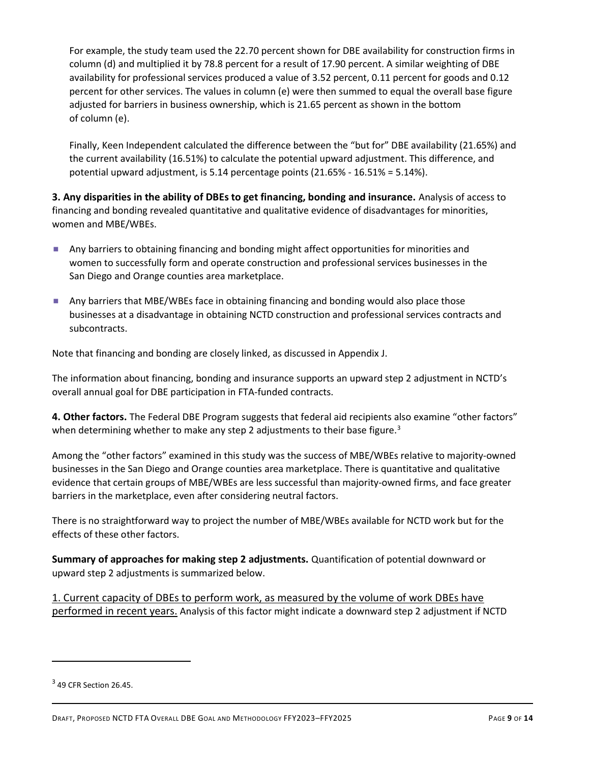For example, the study team used the 22.70 percent shown for DBE availability for construction firms in column (d) and multiplied it by 78.8 percent for a result of 17.90 percent. A similar weighting of DBE availability for professional services produced a value of 3.52 percent, 0.11 percent for goods and 0.12 percent for other services. The values in column (e) were then summed to equal the overall base figure adjusted for barriers in business ownership, which is 21.65 percent as shown in the bottom of column (e).

Finally, Keen Independent calculated the difference between the "but for" DBE availability (21.65%) and the current availability (16.51%) to calculate the potential upward adjustment. This difference, and potential upward adjustment, is 5.14 percentage points (21.65% - 16.51% = 5.14%).

**3. Any disparities in the ability of DBEs to get financing, bonding and insurance.** Analysis of access to financing and bonding revealed quantitative and qualitative evidence of disadvantages for minorities, women and MBE/WBEs.

- Any barriers to obtaining financing and bonding might affect opportunities for minorities and women to successfully form and operate construction and professional services businesses in the San Diego and Orange counties area marketplace.
- Any barriers that MBE/WBEs face in obtaining financing and bonding would also place those businesses at a disadvantage in obtaining NCTD construction and professional services contracts and subcontracts.

Note that financing and bonding are closely linked, as discussed in Appendix J.

The information about financing, bonding and insurance supports an upward step 2 adjustment in NCTD's overall annual goal for DBE participation in FTA-funded contracts.

**4. Other factors.** The Federal DBE Program suggests that federal aid recipients also examine "other factors" when determining whether to make any step 2 adjustments to their base figure.[3]

Among the "other factors" examined in this study was the success of MBE/WBEs relative to majority-owned businesses in the San Diego and Orange counties area marketplace. There is quantitative and qualitative evidence that certain groups of MBE/WBEs are less successful than majority-owned firms, and face greater barriers in the marketplace, even after considering neutral factors.

There is no straightforward way to project the number of MBE/WBEs available for NCTD work but for the effects of these other factors.

**Summary of approaches for making step 2 adjustments.** Quantification of potential downward or upward step 2 adjustments is summarized below.

<u>1. Current capacity of DBEs to perform work, as measured by the volume of work DBEs have performed in recent years.</u> Analysis of this factor might indicate a downward step 2 adjustment if NCTD

[3] 49 CFR Section 26.45.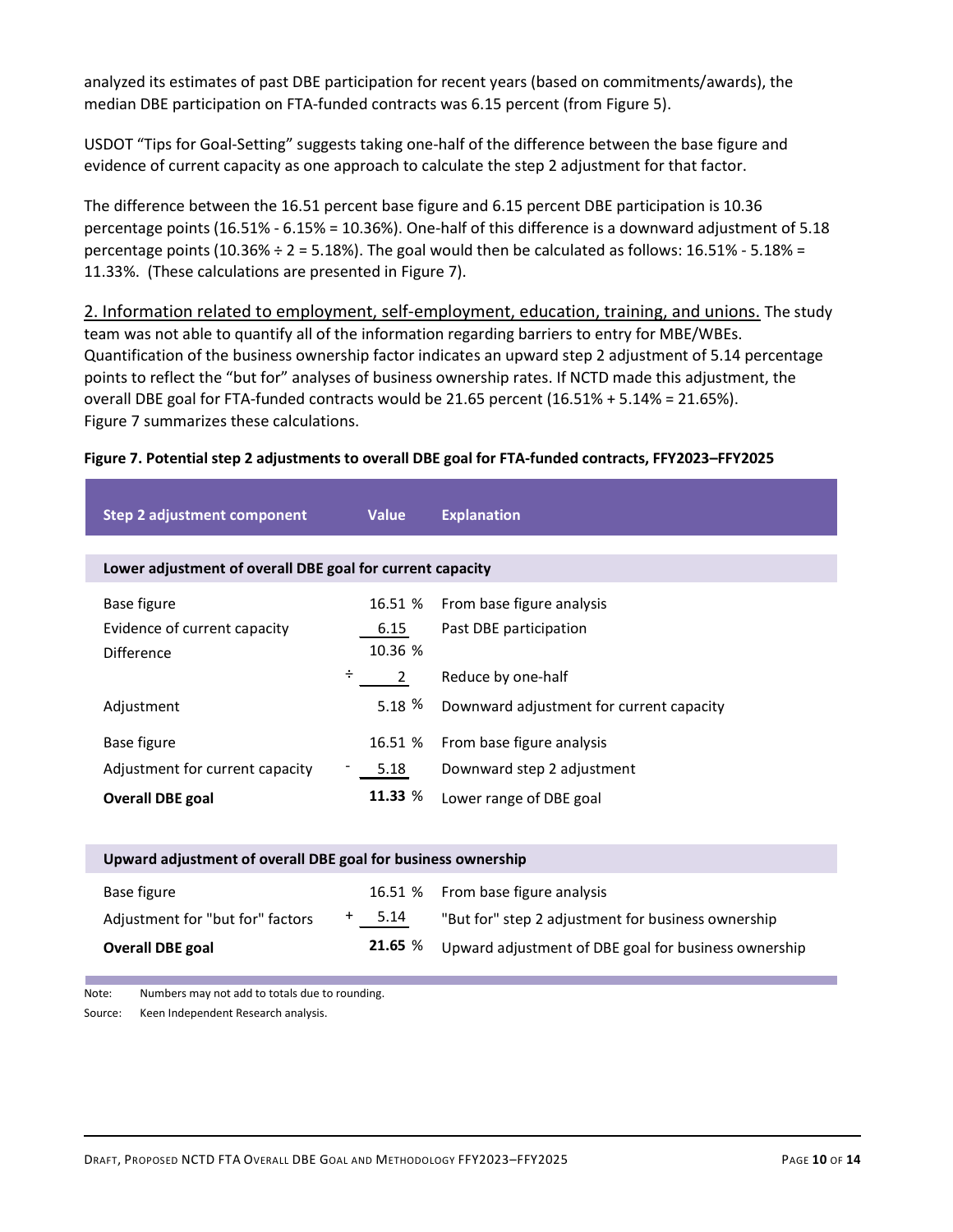analyzed its estimates of past DBE participation for recent years (based on commitments/awards), the median DBE participation on FTA-funded contracts was 6.15 percent (from Figure 5).

USDOT "Tips for Goal-Setting" suggests taking one-half of the difference between the base figure and evidence of current capacity as one approach to calculate the step 2 adjustment for that factor.

The difference between the 16.51 percent base figure and 6.15 percent DBE participation is 10.36 percentage points (16.51% - 6.15% = 10.36%). One-half of this difference is a downward adjustment of 5.18 percentage points (10.36% ÷ 2 = 5.18%). The goal would then be calculated as follows: 16.51% - 5.18% = 11.33%. (These calculations are presented in Figure 7).

<u>2. Information related to employment, self-employment, education, training, and unions.</u> The study team was not able to quantify all of the information regarding barriers to entry for MBE/WBEs. Quantification of the business ownership factor indicates an upward step 2 adjustment of 5.14 percentage points to reflect the "but for" analyses of business ownership rates. If NCTD made this adjustment, the overall DBE goal for FTA-funded contracts would be 21.65 percent (16.51% + 5.14% = 21.65%). Figure 7 summarizes these calculations.

**Figure 7. Potential step 2 adjustments to overall DBE goal for FTA-funded contracts, FFY2023–FFY2025**

| Step 2 adjustment component | Value | Explanation |
|---|---|---|
| **Lower adjustment of overall DBE goal for current capacity** | | |
| Base figure | 16.51 % | From base figure analysis |
| Evidence of current capacity | 6.15 | Past DBE participation |
| Difference | 10.36 % | |
| | ÷ 2 | Reduce by one-half |
| Adjustment | 5.18 % | Downward adjustment for current capacity |
| Base figure | 16.51 % | From base figure analysis |
| Adjustment for current capacity | - 5.18 | Downward step 2 adjustment |
| **Overall DBE goal** | **11.33** % | Lower range of DBE goal |
| **Upward adjustment of overall DBE goal for business ownership** | | |
| Base figure | 16.51 % | From base figure analysis |
| Adjustment for "but for" factors | + 5.14 | "But for" step 2 adjustment for business ownership |
| **Overall DBE goal** | **21.65** % | Upward adjustment of DBE goal for business ownership |

Note: Numbers may not add to totals due to rounding.

Source: Keen Independent Research analysis.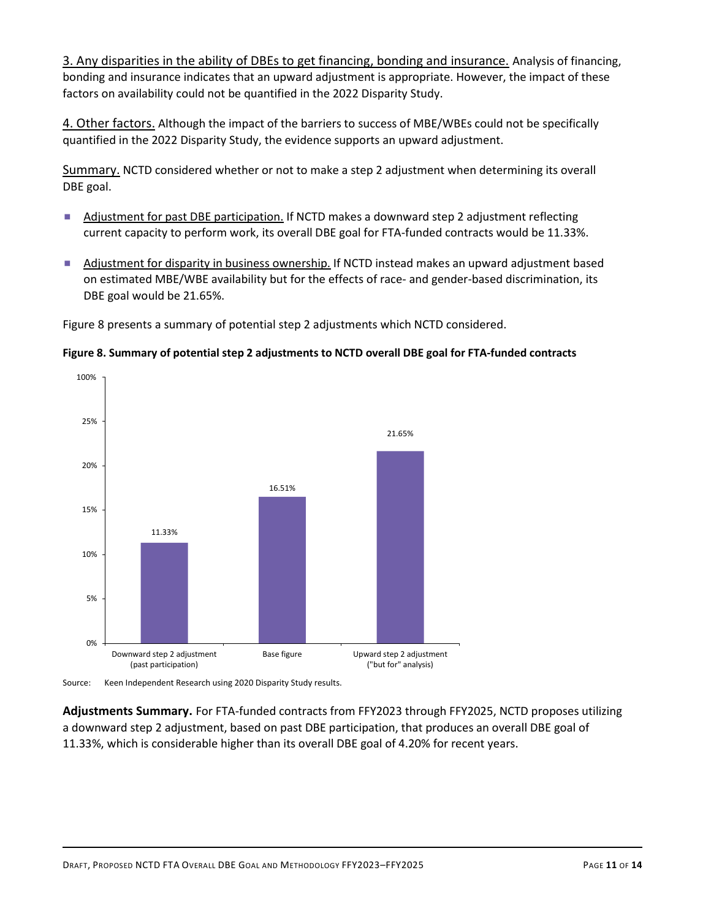3. Any disparities in the ability of DBEs to get financing, bonding and insurance. Analysis of financing, bonding and insurance indicates that an upward adjustment is appropriate. However, the impact of these factors on availability could not be quantified in the 2022 Disparity Study.

4. Other factors. Although the impact of the barriers to success of MBE/WBEs could not be specifically quantified in the 2022 Disparity Study, the evidence supports an upward adjustment.

Summary. NCTD considered whether or not to make a step 2 adjustment when determining its overall DBE goal.

- Adjustment for past DBE participation. If NCTD makes a downward step 2 adjustment reflecting current capacity to perform work, its overall DBE goal for FTA-funded contracts would be 11.33%.
- Adjustment for disparity in business ownership. If NCTD instead makes an upward adjustment based on estimated MBE/WBE availability but for the effects of race- and gender-based discrimination, its DBE goal would be 21.65%.

Figure 8 presents a summary of potential step 2 adjustments which NCTD considered.

**Figure 8. Summary of potential step 2 adjustments to NCTD overall DBE goal for FTA-funded contracts**

| Adjustment | Overall DBE goal |
|---|---|
| Downward step 2 adjustment (past participation) | 11.33% |
| Base figure | 16.51% |
| Upward step 2 adjustment ("but for" analysis) | 21.65% |

Source: Keen Independent Research using 2020 Disparity Study results.

**Adjustments Summary.** For FTA-funded contracts from FFY2023 through FFY2025, NCTD proposes utilizing a downward step 2 adjustment, based on past DBE participation, that produces an overall DBE goal of 11.33%, which is considerable higher than its overall DBE goal of 4.20% for recent years.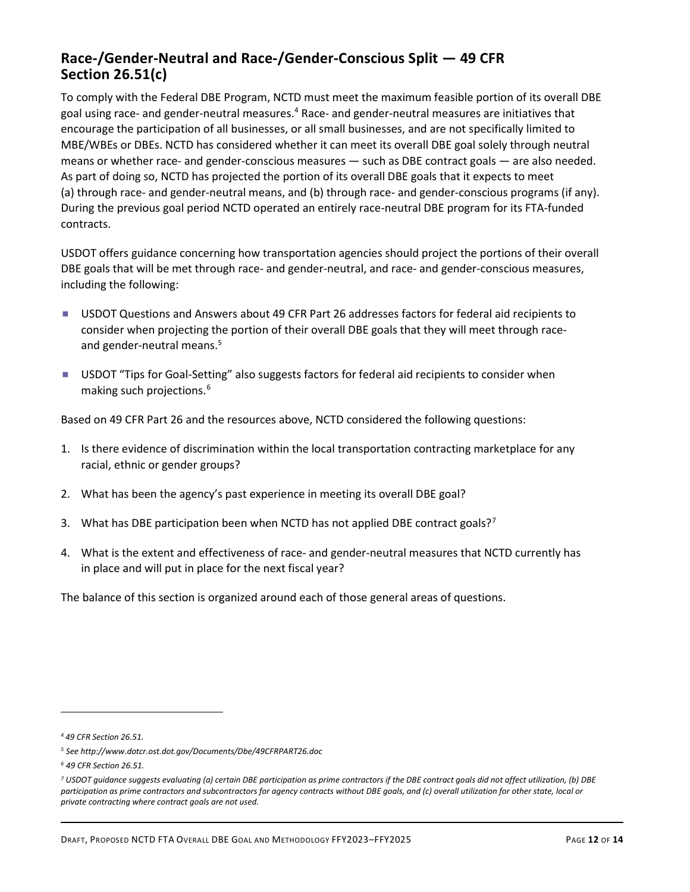## Race-/Gender-Neutral and Race-/Gender-Conscious Split — 49 CFR Section 26.51(c)

To comply with the Federal DBE Program, NCTD must meet the maximum feasible portion of its overall DBE goal using race- and gender-neutral measures.[4] Race- and gender-neutral measures are initiatives that encourage the participation of all businesses, or all small businesses, and are not specifically limited to MBE/WBEs or DBEs. NCTD has considered whether it can meet its overall DBE goal solely through neutral means or whether race- and gender-conscious measures — such as DBE contract goals — are also needed. As part of doing so, NCTD has projected the portion of its overall DBE goals that it expects to meet (a) through race- and gender-neutral means, and (b) through race- and gender-conscious programs (if any). During the previous goal period NCTD operated an entirely race-neutral DBE program for its FTA-funded contracts.

USDOT offers guidance concerning how transportation agencies should project the portions of their overall DBE goals that will be met through race- and gender-neutral, and race- and gender-conscious measures, including the following:

- USDOT Questions and Answers about 49 CFR Part 26 addresses factors for federal aid recipients to consider when projecting the portion of their overall DBE goals that they will meet through race- and gender-neutral means.[5]
- USDOT "Tips for Goal-Setting" also suggests factors for federal aid recipients to consider when making such projections.[6]

Based on 49 CFR Part 26 and the resources above, NCTD considered the following questions:

1. Is there evidence of discrimination within the local transportation contracting marketplace for any racial, ethnic or gender groups?
2. What has been the agency's past experience in meeting its overall DBE goal?
3. What has DBE participation been when NCTD has not applied DBE contract goals?[7]
4. What is the extent and effectiveness of race- and gender-neutral measures that NCTD currently has in place and will put in place for the next fiscal year?

The balance of this section is organized around each of those general areas of questions.

---

[4] *49 CFR Section 26.51.*

[5] *See http://www.dotcr.ost.dot.gov/Documents/Dbe/49CFRPART26.doc*

[6] *49 CFR Section 26.51.*

[7] *USDOT guidance suggests evaluating (a) certain DBE participation as prime contractors if the DBE contract goals did not affect utilization, (b) DBE participation as prime contractors and subcontractors for agency contracts without DBE goals, and (c) overall utilization for other state, local or private contracting where contract goals are not used.*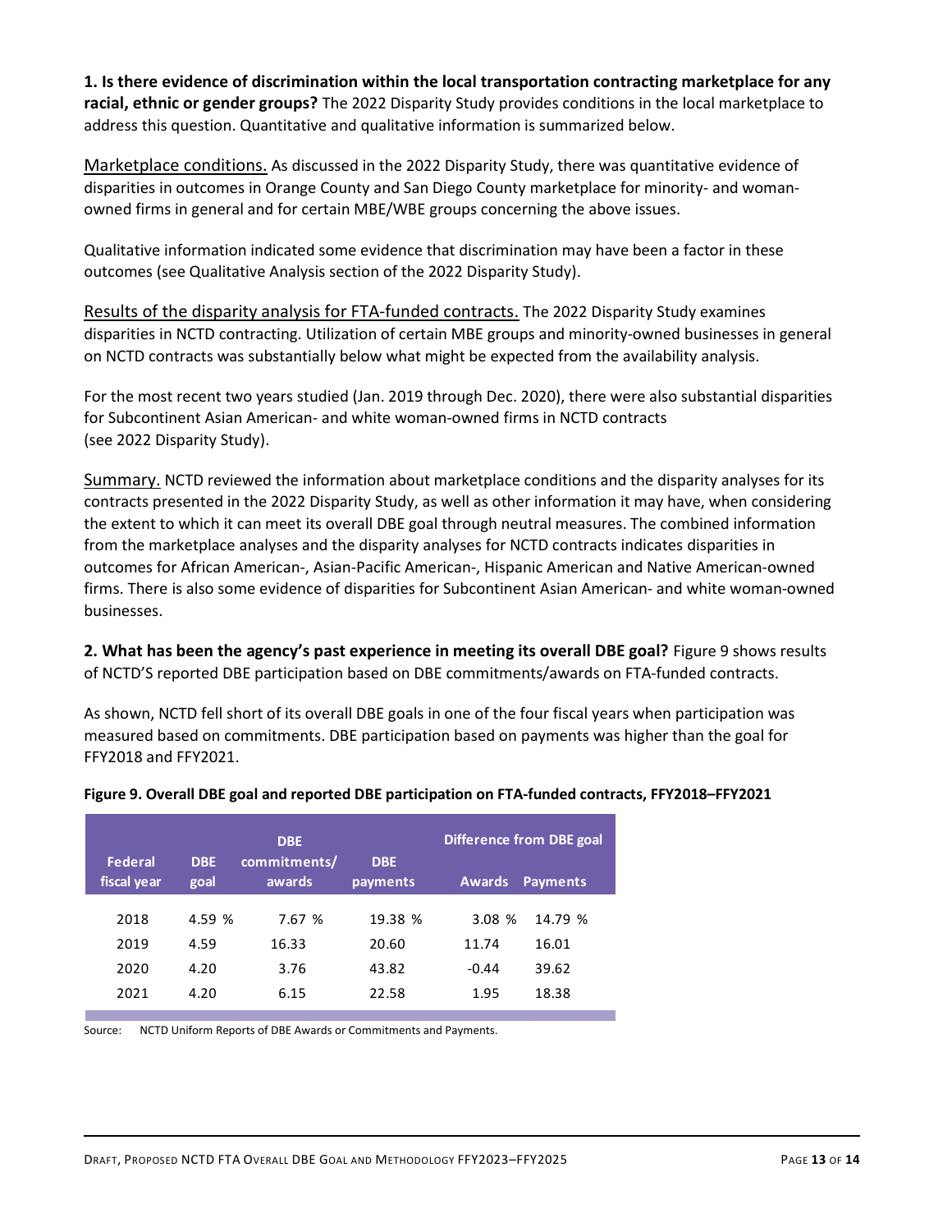**1. Is there evidence of discrimination within the local transportation contracting marketplace for any racial, ethnic or gender groups?** The 2022 Disparity Study provides conditions in the local marketplace to address this question. Quantitative and qualitative information is summarized below.

Marketplace conditions. As discussed in the 2022 Disparity Study, there was quantitative evidence of disparities in outcomes in Orange County and San Diego County marketplace for minority- and woman-owned firms in general and for certain MBE/WBE groups concerning the above issues.

Qualitative information indicated some evidence that discrimination may have been a factor in these outcomes (see Qualitative Analysis section of the 2022 Disparity Study).

Results of the disparity analysis for FTA-funded contracts. The 2022 Disparity Study examines disparities in NCTD contracting. Utilization of certain MBE groups and minority-owned businesses in general on NCTD contracts was substantially below what might be expected from the availability analysis.

For the most recent two years studied (Jan. 2019 through Dec. 2020), there were also substantial disparities for Subcontinent Asian American- and white woman-owned firms in NCTD contracts (see 2022 Disparity Study).

Summary. NCTD reviewed the information about marketplace conditions and the disparity analyses for its contracts presented in the 2022 Disparity Study, as well as other information it may have, when considering the extent to which it can meet its overall DBE goal through neutral measures. The combined information from the marketplace analyses and the disparity analyses for NCTD contracts indicates disparities in outcomes for African American-, Asian-Pacific American-, Hispanic American and Native American-owned firms. There is also some evidence of disparities for Subcontinent Asian American- and white woman-owned businesses.

**2. What has been the agency's past experience in meeting its overall DBE goal?** Figure 9 shows results of NCTD'S reported DBE participation based on DBE commitments/awards on FTA-funded contracts.

As shown, NCTD fell short of its overall DBE goals in one of the four fiscal years when participation was measured based on commitments. DBE participation based on payments was higher than the goal for FFY2018 and FFY2021.

**Figure 9. Overall DBE goal and reported DBE participation on FTA-funded contracts, FFY2018–FFY2021**

| Federal fiscal year | DBE goal | DBE commitments/ awards | DBE payments | Difference from DBE goal | |
|---|---|---|---|---|---|
| | | | | Awards | Payments |
| 2018 | 4.59 % | 7.67 % | 19.38 % | 3.08 % | 14.79 % |
| 2019 | 4.59 | 16.33 | 20.60 | 11.74 | 16.01 |
| 2020 | 4.20 | 3.76 | 43.82 | -0.44 | 39.62 |
| 2021 | 4.20 | 6.15 | 22.58 | 1.95 | 18.38 |

Source: NCTD Uniform Reports of DBE Awards or Commitments and Payments.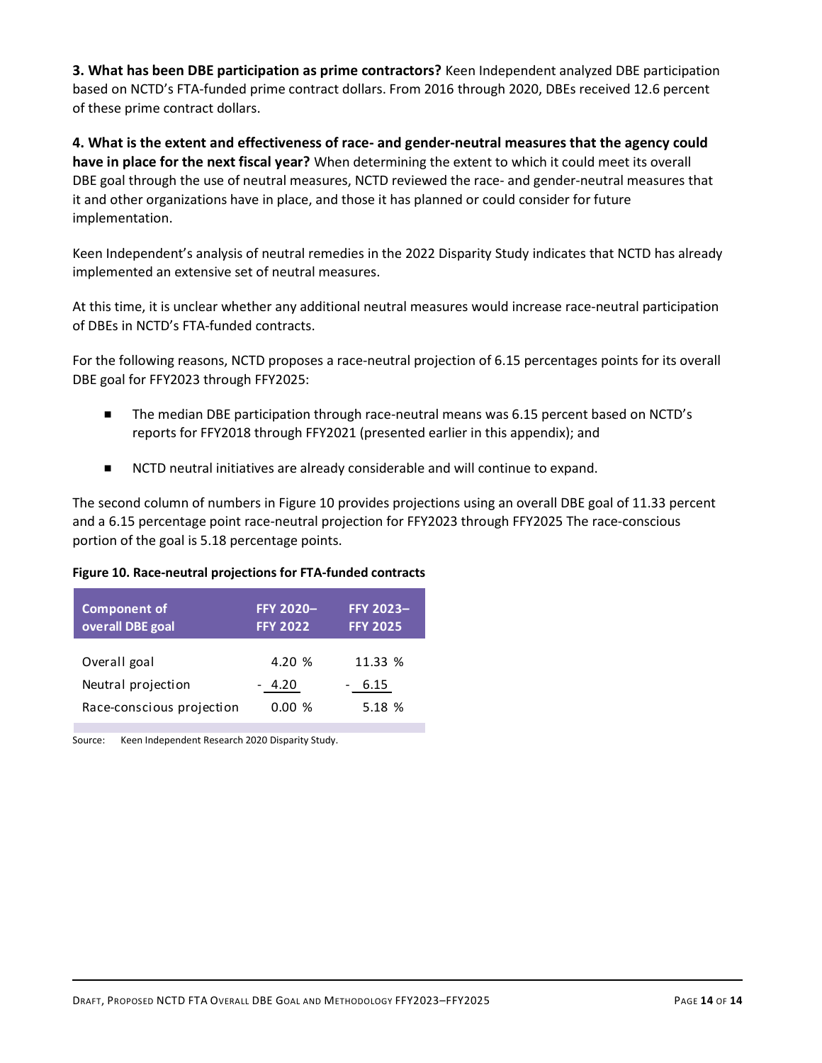**3. What has been DBE participation as prime contractors?** Keen Independent analyzed DBE participation based on NCTD's FTA-funded prime contract dollars. From 2016 through 2020, DBEs received 12.6 percent of these prime contract dollars.

**4. What is the extent and effectiveness of race- and gender-neutral measures that the agency could have in place for the next fiscal year?** When determining the extent to which it could meet its overall DBE goal through the use of neutral measures, NCTD reviewed the race- and gender-neutral measures that it and other organizations have in place, and those it has planned or could consider for future implementation.

Keen Independent's analysis of neutral remedies in the 2022 Disparity Study indicates that NCTD has already implemented an extensive set of neutral measures.

At this time, it is unclear whether any additional neutral measures would increase race-neutral participation of DBEs in NCTD's FTA-funded contracts.

For the following reasons, NCTD proposes a race-neutral projection of 6.15 percentages points for its overall DBE goal for FFY2023 through FFY2025:

- The median DBE participation through race-neutral means was 6.15 percent based on NCTD's reports for FFY2018 through FFY2021 (presented earlier in this appendix); and
- NCTD neutral initiatives are already considerable and will continue to expand.

The second column of numbers in Figure 10 provides projections using an overall DBE goal of 11.33 percent and a 6.15 percentage point race-neutral projection for FFY2023 through FFY2025 The race-conscious portion of the goal is 5.18 percentage points.

**Figure 10. Race-neutral projections for FTA-funded contracts**

| Component of overall DBE goal | FFY 2020–FFY 2022 | FFY 2023–FFY 2025 |
|---|---|---|
| Overall goal | 4.20 % | 11.33 % |
| Neutral projection | - 4.20 | - 6.15 |
| Race-conscious projection | 0.00 % | 5.18 % |

Source: Keen Independent Research 2020 Disparity Study.